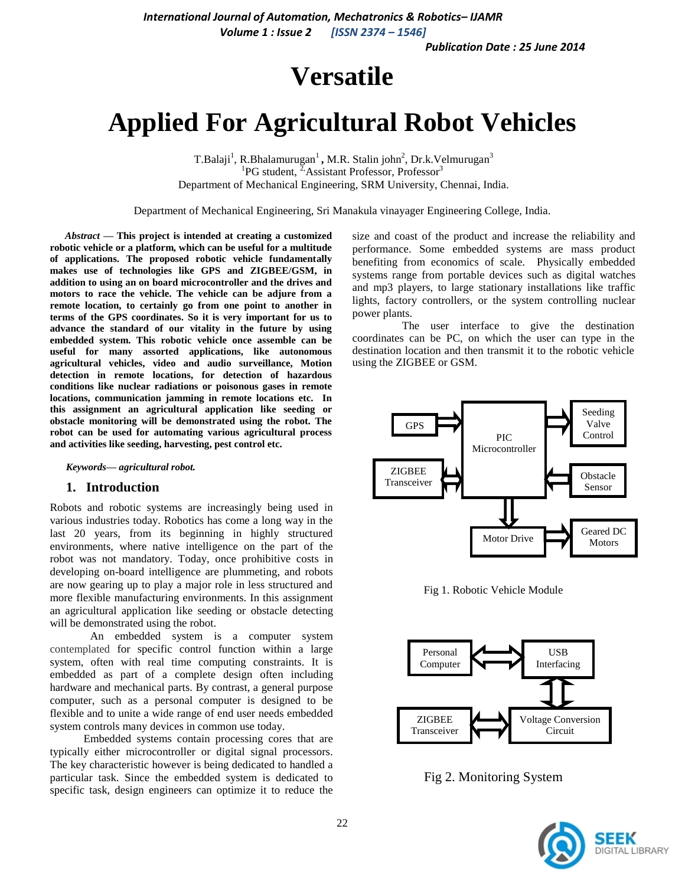# Versatile

# Applied For Agricultural Robot Vehicles

T.Balaji[1], R.Bhalamurugan[1], M.R. Stalin john[2], Dr.k.Velmurugan[3]

[1]PG student, [2,]Assistant Professor, Professor[3]

Department of Mechanical Engineering, SRM University, Chennai, India.

Department of Mechanical Engineering, Sri Manakula vinayager Engineering College, India.

***Abstract* — This project is intended at creating a customized robotic vehicle or a platform, which can be useful for a multitude of applications. The proposed robotic vehicle fundamentally makes use of technologies like GPS and ZIGBEE/GSM, in addition to using an on board microcontroller and the drives and motors to race the vehicle. The vehicle can be adjure from a remote location, to certainly go from one point to another in terms of the GPS coordinates. So it is very important for us to advance the standard of our vitality in the future by using embedded system. This robotic vehicle once assemble can be useful for many assorted applications, like autonomous agricultural vehicles, video and audio surveillance, Motion detection in remote locations, for detection of hazardous conditions like nuclear radiations or poisonous gases in remote locations, communication jamming in remote locations etc. In this assignment an agricultural application like seeding or obstacle monitoring will be demonstrated using the robot. The robot can be used for automating various agricultural process and activities like seeding, harvesting, pest control etc.**

***Keywords— agricultural robot.***

## 1. Introduction

Robots and robotic systems are increasingly being used in various industries today. Robotics has come a long way in the last 20 years, from its beginning in highly structured environments, where native intelligence on the part of the robot was not mandatory. Today, once prohibitive costs in developing on-board intelligence are plummeting, and robots are now gearing up to play a major role in less structured and more flexible manufacturing environments. In this assignment an agricultural application like seeding or obstacle detecting will be demonstrated using the robot.

An embedded system is a computer system contemplated for specific control function within a large system, often with real time computing constraints. It is embedded as part of a complete design often including hardware and mechanical parts. By contrast, a general purpose computer, such as a personal computer is designed to be flexible and to unite a wide range of end user needs embedded system controls many devices in common use today.

Embedded systems contain processing cores that are typically either microcontroller or digital signal processors. The key characteristic however is being dedicated to handled a particular task. Since the embedded system is dedicated to specific task, design engineers can optimize it to reduce the size and coast of the product and increase the reliability and performance. Some embedded systems are mass product benefiting from economics of scale. Physically embedded systems range from portable devices such as digital watches and mp3 players, to large stationary installations like traffic lights, factory controllers, or the system controlling nuclear power plants.

The user interface to give the destination coordinates can be PC, on which the user can type in the destination location and then transmit it to the robotic vehicle using the ZIGBEE or GSM.

GPS · ZIGBEE Transceiver · PIC Microcontroller · Seeding Valve Control · Obstacle Sensor · Motor Drive · Geared DC Motors

Fig 1. Robotic Vehicle Module

Personal Computer · USB Interfacing · ZIGBEE Transceiver · Voltage Conversion Circuit

Fig 2. Monitoring System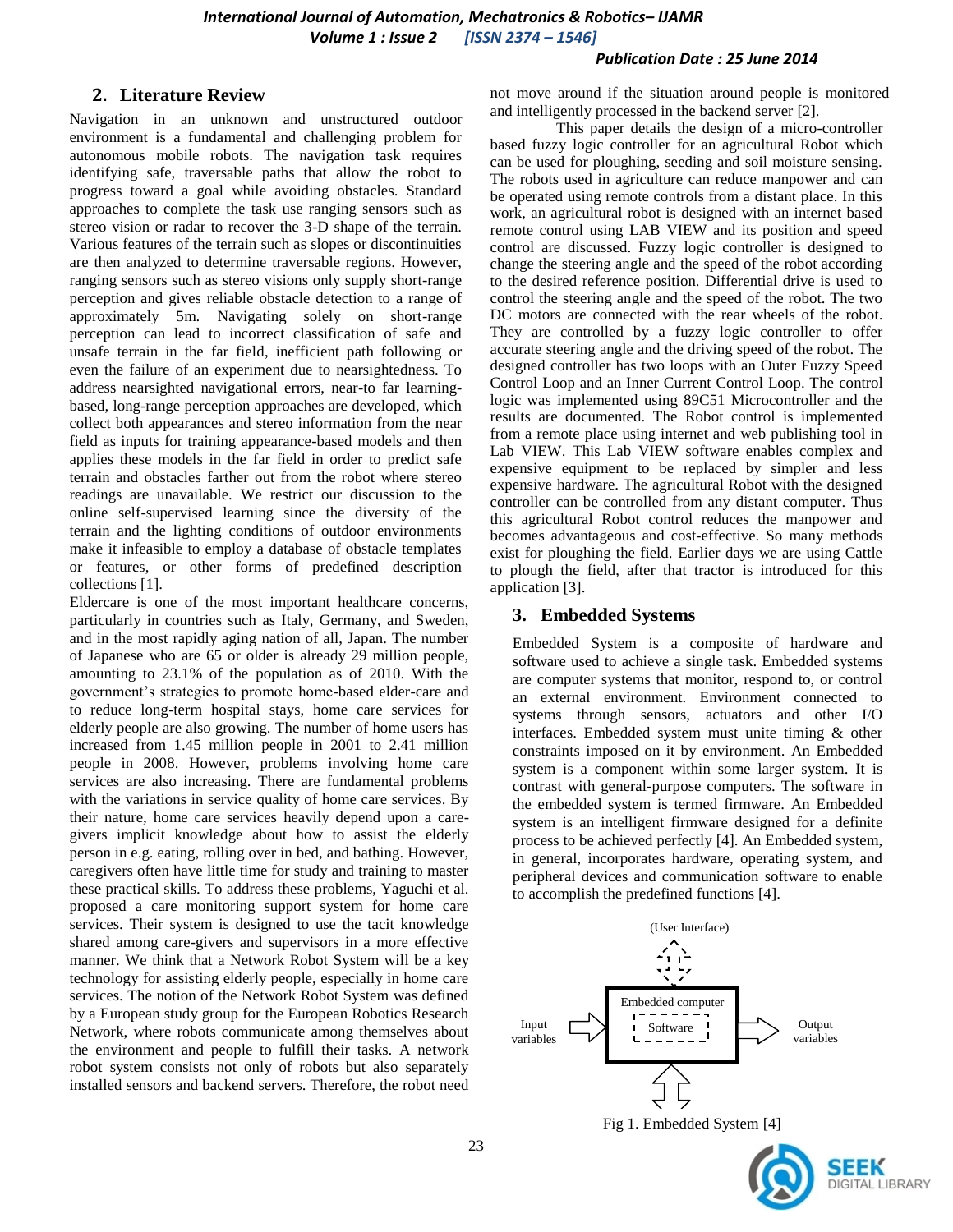## 2. Literature Review

Navigation in an unknown and unstructured outdoor environment is a fundamental and challenging problem for autonomous mobile robots. The navigation task requires identifying safe, traversable paths that allow the robot to progress toward a goal while avoiding obstacles. Standard approaches to complete the task use ranging sensors such as stereo vision or radar to recover the 3-D shape of the terrain. Various features of the terrain such as slopes or discontinuities are then analyzed to determine traversable regions. However, ranging sensors such as stereo visions only supply short-range perception and gives reliable obstacle detection to a range of approximately 5m. Navigating solely on short-range perception can lead to incorrect classification of safe and unsafe terrain in the far field, inefficient path following or even the failure of an experiment due to nearsightedness. To address nearsighted navigational errors, near-to far learning-based, long-range perception approaches are developed, which collect both appearances and stereo information from the near field as inputs for training appearance-based models and then applies these models in the far field in order to predict safe terrain and obstacles farther out from the robot where stereo readings are unavailable. We restrict our discussion to the online self-supervised learning since the diversity of the terrain and the lighting conditions of outdoor environments make it infeasible to employ a database of obstacle templates or features, or other forms of predefined description collections [1].

Eldercare is one of the most important healthcare concerns, particularly in countries such as Italy, Germany, and Sweden, and in the most rapidly aging nation of all, Japan. The number of Japanese who are 65 or older is already 29 million people, amounting to 23.1% of the population as of 2010. With the government's strategies to promote home-based elder-care and to reduce long-term hospital stays, home care services for elderly people are also growing. The number of home users has increased from 1.45 million people in 2001 to 2.41 million people in 2008. However, problems involving home care services are also increasing. There are fundamental problems with the variations in service quality of home care services. By their nature, home care services heavily depend upon a care-givers implicit knowledge about how to assist the elderly person in e.g. eating, rolling over in bed, and bathing. However, caregivers often have little time for study and training to master these practical skills. To address these problems, Yaguchi et al. proposed a care monitoring support system for home care services. Their system is designed to use the tacit knowledge shared among care-givers and supervisors in a more effective manner. We think that a Network Robot System will be a key technology for assisting elderly people, especially in home care services. The notion of the Network Robot System was defined by a European study group for the European Robotics Research Network, where robots communicate among themselves about the environment and people to fulfill their tasks. A network robot system consists not only of robots but also separately installed sensors and backend servers. Therefore, the robot need not move around if the situation around people is monitored and intelligently processed in the backend server [2].

This paper details the design of a micro-controller based fuzzy logic controller for an agricultural Robot which can be used for ploughing, seeding and soil moisture sensing. The robots used in agriculture can reduce manpower and can be operated using remote controls from a distant place. In this work, an agricultural robot is designed with an internet based remote control using LAB VIEW and its position and speed control are discussed. Fuzzy logic controller is designed to change the steering angle and the speed of the robot according to the desired reference position. Differential drive is used to control the steering angle and the speed of the robot. The two DC motors are connected with the rear wheels of the robot. They are controlled by a fuzzy logic controller to offer accurate steering angle and the driving speed of the robot. The designed controller has two loops with an Outer Fuzzy Speed Control Loop and an Inner Current Control Loop. The control logic was implemented using 89C51 Microcontroller and the results are documented. The Robot control is implemented from a remote place using internet and web publishing tool in Lab VIEW. This Lab VIEW software enables complex and expensive equipment to be replaced by simpler and less expensive hardware. The agricultural Robot with the designed controller can be controlled from any distant computer. Thus this agricultural Robot control reduces the manpower and becomes advantageous and cost-effective. So many methods exist for ploughing the field. Earlier days we are using Cattle to plough the field, after that tractor is introduced for this application [3].

## 3. Embedded Systems

Embedded System is a composite of hardware and software used to achieve a single task. Embedded systems are computer systems that monitor, respond to, or control an external environment. Environment connected to systems through sensors, actuators and other I/O interfaces. Embedded system must unite timing & other constraints imposed on it by environment. An Embedded system is a component within some larger system. It is contrast with general-purpose computers. The software in the embedded system is termed firmware. An Embedded system is an intelligent firmware designed for a definite process to be achieved perfectly [4]. An Embedded system, in general, incorporates hardware, operating system, and peripheral devices and communication software to enable to accomplish the predefined functions [4].

(User Interface)

Input variables → Embedded computer (Software) → Output variables

Fig 1. Embedded System [4]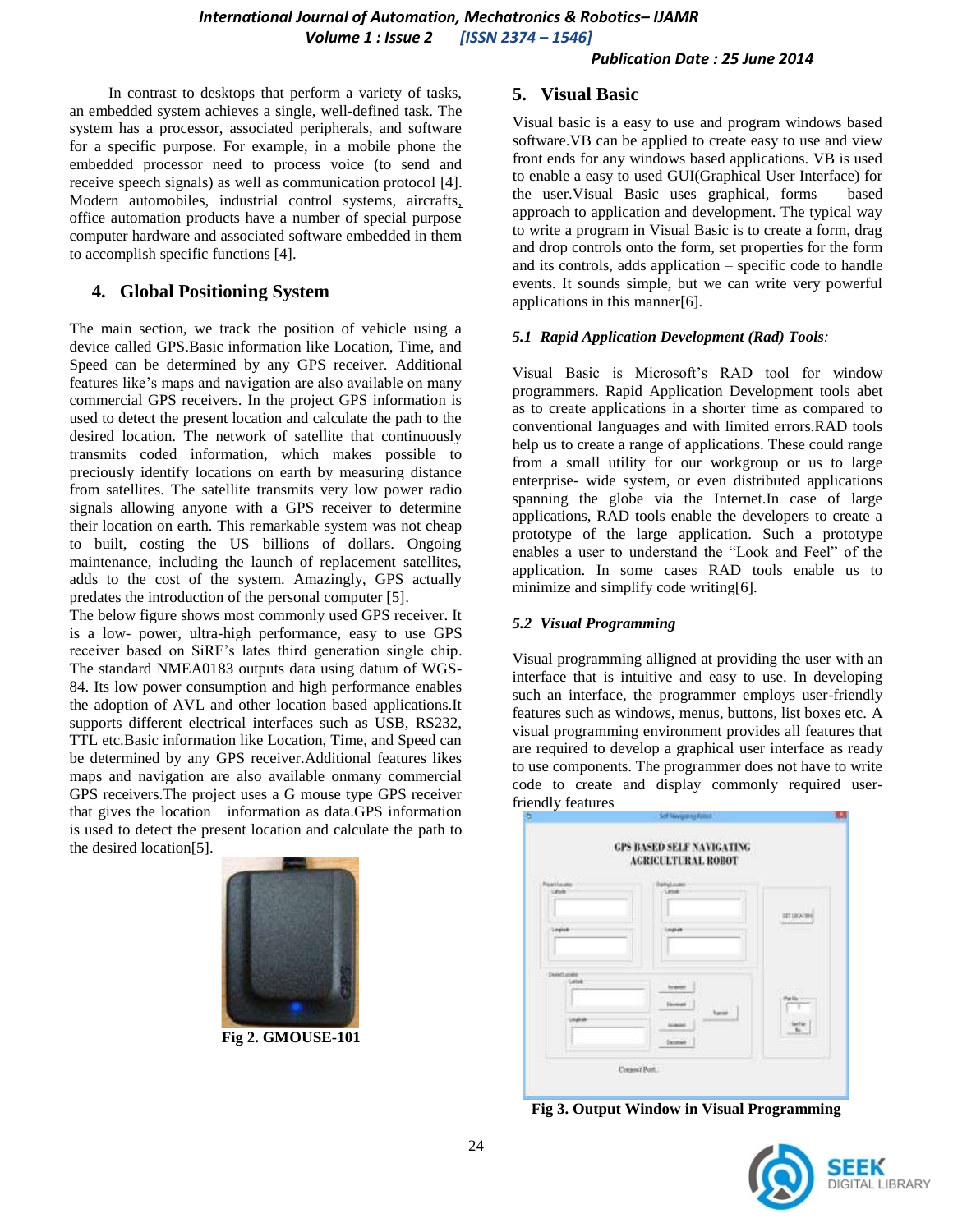In contrast to desktops that perform a variety of tasks, an embedded system achieves a single, well-defined task. The system has a processor, associated peripherals, and software for a specific purpose. For example, in a mobile phone the embedded processor need to process voice (to send and receive speech signals) as well as communication protocol [4]. Modern automobiles, industrial control systems, aircrafts, office automation products have a number of special purpose computer hardware and associated software embedded in them to accomplish specific functions [4].

## 4. Global Positioning System

The main section, we track the position of vehicle using a device called GPS.Basic information like Location, Time, and Speed can be determined by any GPS receiver. Additional features like's maps and navigation are also available on many commercial GPS receivers. In the project GPS information is used to detect the present location and calculate the path to the desired location. The network of satellite that continuously transmits coded information, which makes possible to preciously identify locations on earth by measuring distance from satellites. The satellite transmits very low power radio signals allowing anyone with a GPS receiver to determine their location on earth. This remarkable system was not cheap to built, costing the US billions of dollars. Ongoing maintenance, including the launch of replacement satellites, adds to the cost of the system. Amazingly, GPS actually predates the introduction of the personal computer [5].

The below figure shows most commonly used GPS receiver. It is a low- power, ultra-high performance, easy to use GPS receiver based on SiRF's lates third generation single chip. The standard NMEA0183 outputs data using datum of WGS-84. Its low power consumption and high performance enables the adoption of AVL and other location based applications.It supports different electrical interfaces such as USB, RS232, TTL etc.Basic information like Location, Time, and Speed can be determined by any GPS receiver.Additional features likes maps and navigation are also available onmany commercial GPS receivers.The project uses a G mouse type GPS receiver that gives the location information as data.GPS information is used to detect the present location and calculate the path to the desired location[5].

**Fig 2. GMOUSE-101**

## 5. Visual Basic

Visual basic is a easy to use and program windows based software.VB can be applied to create easy to use and view front ends for any windows based applications. VB is used to enable a easy to used GUI(Graphical User Interface) for the user.Visual Basic uses graphical, forms – based approach to application and development. The typical way to write a program in Visual Basic is to create a form, drag and drop controls onto the form, set properties for the form and its controls, adds application – specific code to handle events. It sounds simple, but we can write very powerful applications in this manner[6].

### *5.1 Rapid Application Development (Rad) Tools:*

Visual Basic is Microsoft's RAD tool for window programmers. Rapid Application Development tools abet as to create applications in a shorter time as compared to conventional languages and with limited errors.RAD tools help us to create a range of applications. These could range from a small utility for our workgroup or us to large enterprise- wide system, or even distributed applications spanning the globe via the Internet.In case of large applications, RAD tools enable the developers to create a prototype of the large application. Such a prototype enables a user to understand the "Look and Feel" of the application. In some cases RAD tools enable us to minimize and simplify code writing[6].

### *5.2 Visual Programming*

Visual programming alligned at providing the user with an interface that is intuitive and easy to use. In developing such an interface, the programmer employs user-friendly features such as windows, menus, buttons, list boxes etc. A visual programming environment provides all features that are required to develop a graphical user interface as ready to use components. The programmer does not have to write code to create and display commonly required user-friendly features

**Fig 3. Output Window in Visual Programming**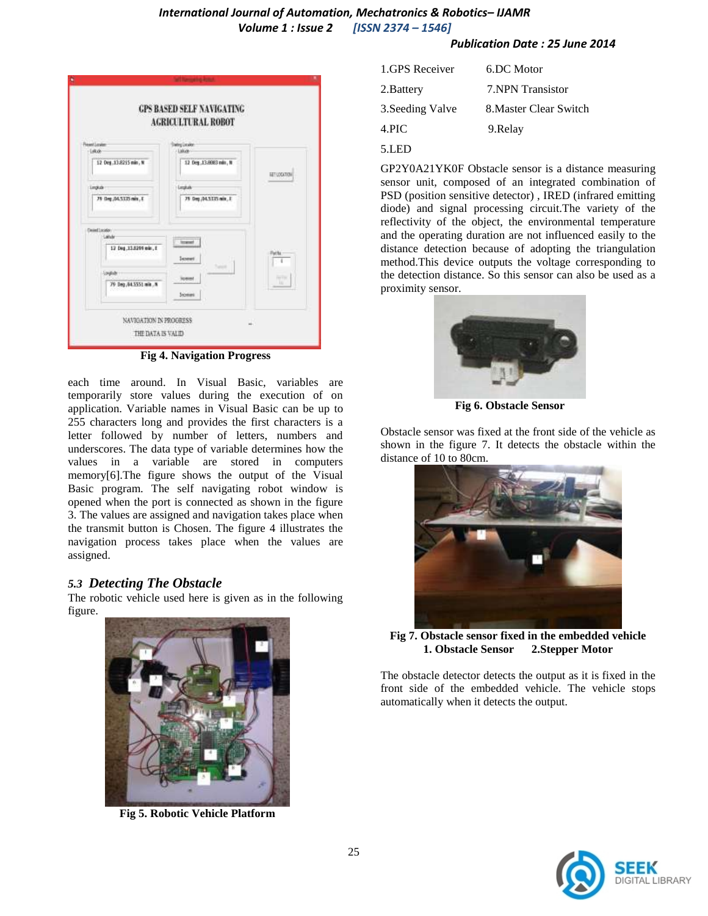Fig 4. Navigation Progress

each time around. In Visual Basic, variables are temporarily store values during the execution of on application. Variable names in Visual Basic can be up to 255 characters long and provides the first characters is a letter followed by number of letters, numbers and underscores. The data type of variable determines how the values in a variable are stored in computers memory[6].The figure shows the output of the Visual Basic program. The self navigating robot window is opened when the port is connected as shown in the figure 3. The values are assigned and navigation takes place when the transmit button is Chosen. The figure 4 illustrates the navigation process takes place when the values are assigned.

### *5.3 Detecting The Obstacle*

The robotic vehicle used here is given as in the following figure.

Fig 5. Robotic Vehicle Platform

| | |
|---|---|
| 1.GPS Receiver | 6.DC Motor |
| 2.Battery | 7.NPN Transistor |
| 3.Seeding Valve | 8.Master Clear Switch |
| 4.PIC | 9.Relay |
| 5.LED | |

GP2Y0A21YK0F Obstacle sensor is a distance measuring sensor unit, composed of an integrated combination of PSD (position sensitive detector) , IRED (infrared emitting diode) and signal processing circuit.The variety of the reflectivity of the object, the environmental temperature and the operating duration are not influenced easily to the distance detection because of adopting the triangulation method.This device outputs the voltage corresponding to the detection distance. So this sensor can also be used as a proximity sensor.

Fig 6. Obstacle Sensor

Obstacle sensor was fixed at the front side of the vehicle as shown in the figure 7. It detects the obstacle within the distance of 10 to 80cm.

Fig 7. Obstacle sensor fixed in the embedded vehicle
1. Obstacle Sensor 2.Stepper Motor

The obstacle detector detects the output as it is fixed in the front side of the embedded vehicle. The vehicle stops automatically when it detects the output.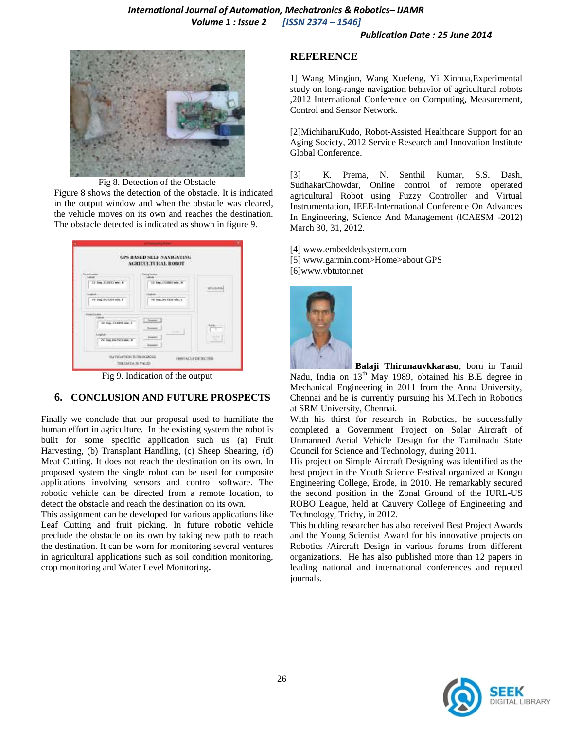Fig 8. Detection of the Obstacle

Figure 8 shows the detection of the obstacle. It is indicated in the output window and when the obstacle was cleared, the vehicle moves on its own and reaches the destination. The obstacle detected is indicated as shown in figure 9.

Fig 9. Indication of the output

## 6. CONCLUSION AND FUTURE PROSPECTS

Finally we conclude that our proposal used to humiliate the human effort in agriculture. In the existing system the robot is built for some specific application such us (a) Fruit Harvesting, (b) Transplant Handling, (c) Sheep Shearing, (d) Meat Cutting. It does not reach the destination on its own. In proposed system the single robot can be used for composite applications involving sensors and control software. The robotic vehicle can be directed from a remote location, to detect the obstacle and reach the destination on its own.

This assignment can be developed for various applications like Leaf Cutting and fruit picking. In future robotic vehicle preclude the obstacle on its own by taking new path to reach the destination. It can be worn for monitoring several ventures in agricultural applications such as soil condition monitoring, crop monitoring and Water Level Monitoring.

## REFERENCE

1] Wang Mingjun, Wang Xuefeng, Yi Xinhua,Experimental study on long-range navigation behavior of agricultural robots ,2012 International Conference on Computing, Measurement, Control and Sensor Network.

[2]MichiharuKudo, Robot-Assisted Healthcare Support for an Aging Society, 2012 Service Research and Innovation Institute Global Conference.

[3] K. Prema, N. Senthil Kumar, S.S. Dash, SudhakarChowdar, Online control of remote operated agricultural Robot using Fuzzy Controller and Virtual Instrumentation, IEEE-International Conference On Advances In Engineering, Science And Management (ICAESM -2012) March 30, 31, 2012.

[4] www.embeddedsystem.com

[5] www.garmin.com>Home>about GPS

[6]www.vbtutor.net

**Balaji Thirunauvkkarasu**, born in Tamil Nadu, India on 13[th] May 1989, obtained his B.E degree in Mechanical Engineering in 2011 from the Anna University, Chennai and he is currently pursuing his M.Tech in Robotics at SRM University, Chennai.

With his thirst for research in Robotics, he successfully completed a Government Project on Solar Aircraft of Unmanned Aerial Vehicle Design for the Tamilnadu State Council for Science and Technology, during 2011.

His project on Simple Aircraft Designing was identified as the best project in the Youth Science Festival organized at Kongu Engineering College, Erode, in 2010. He remarkably secured the second position in the Zonal Ground of the IURL-US ROBO League, held at Cauvery College of Engineering and Technology, Trichy, in 2012.

This budding researcher has also received Best Project Awards and the Young Scientist Award for his innovative projects on Robotics /Aircraft Design in various forums from different organizations. He has also published more than 12 papers in leading national and international conferences and reputed journals.